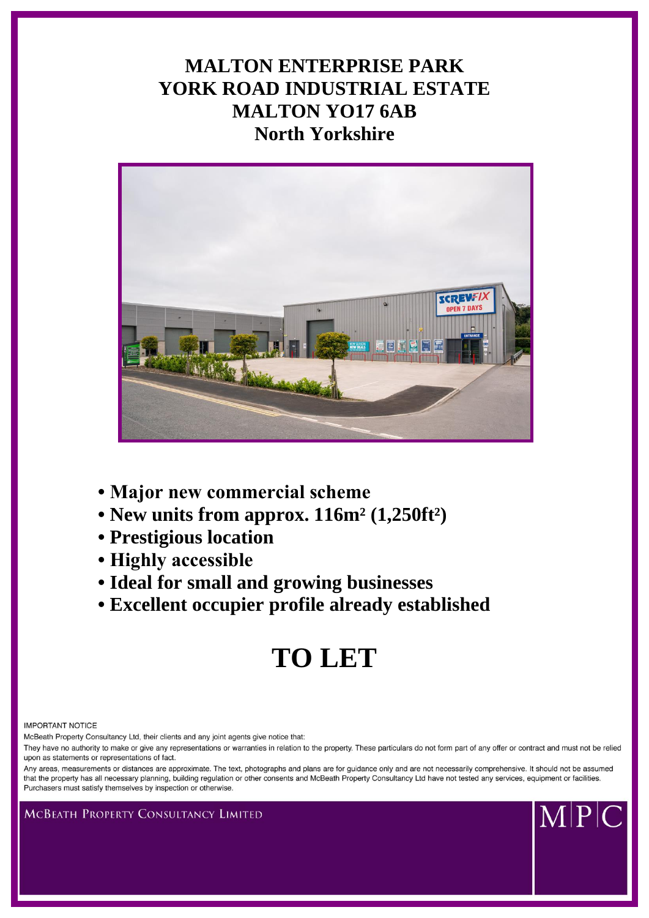# MALTON ENTERPRISE PARK
# YORK ROAD INDUSTRIAL ESTATE
# MALTON YO17 6AB
# North Yorkshire

- **Major new commercial scheme**
- **New units from approx. 116m² (1,250ft²)**
- **Prestigious location**
- **Highly accessible**
- **Ideal for small and growing businesses**
- **Excellent occupier profile already established**

# TO LET

IMPORTANT NOTICE

McBeath Property Consultancy Ltd, their clients and any joint agents give notice that:

They have no authority to make or give any representations or warranties in relation to the property. These particulars do not form part of any offer or contract and must not be relied upon as statements or representations of fact.

Any areas, measurements or distances are approximate. The text, photographs and plans are for guidance only and are not necessarily comprehensive. It should not be assumed that the property has all necessary planning, building regulation or other consents and McBeath Property Consultancy Ltd have not tested any services, equipment or facilities. Purchasers must satisfy themselves by inspection or otherwise.

MCBEATH PROPERTY CONSULTANCY LIMITED

M|P|C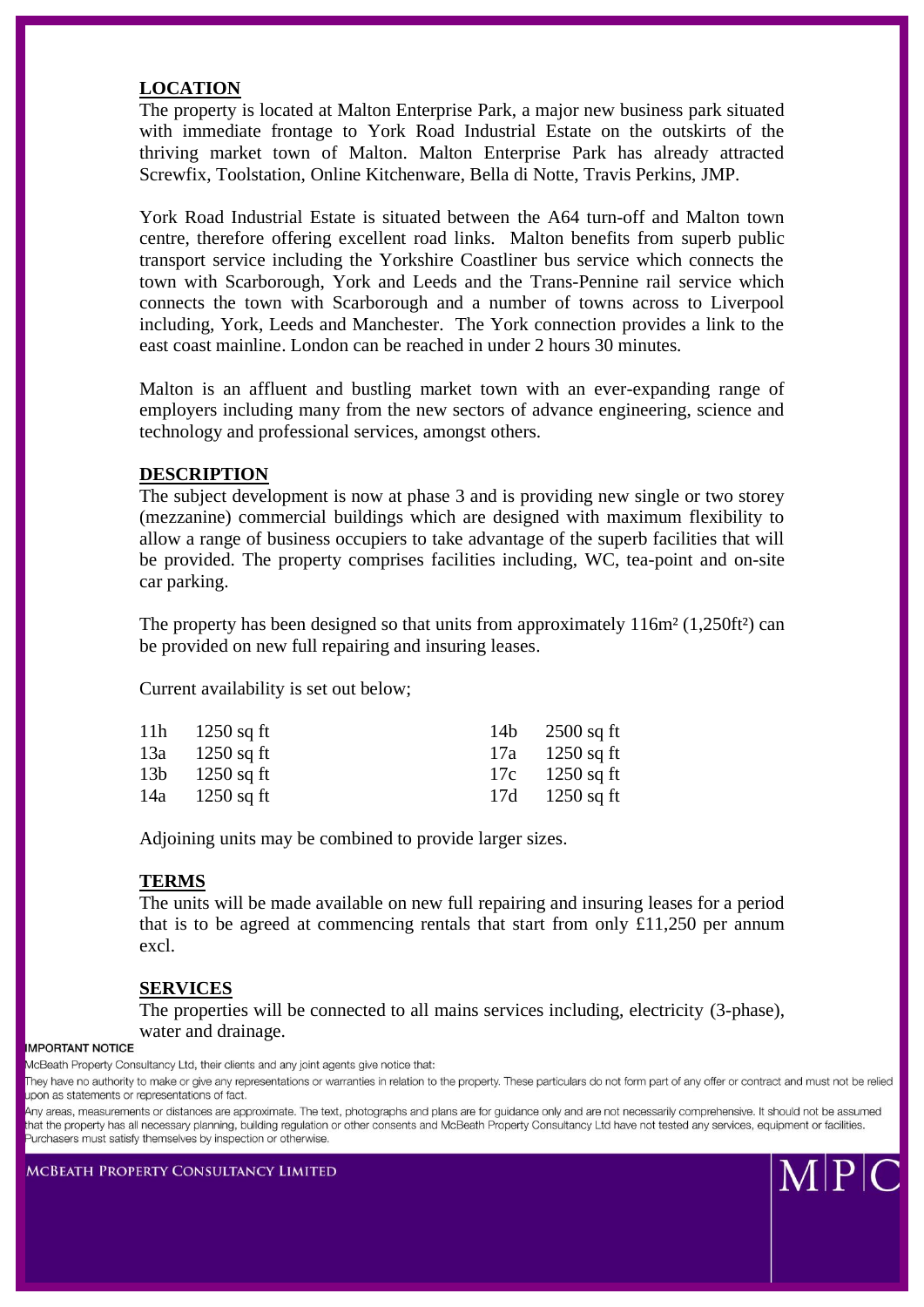## LOCATION

The property is located at Malton Enterprise Park, a major new business park situated with immediate frontage to York Road Industrial Estate on the outskirts of the thriving market town of Malton. Malton Enterprise Park has already attracted Screwfix, Toolstation, Online Kitchenware, Bella di Notte, Travis Perkins, JMP.

York Road Industrial Estate is situated between the A64 turn-off and Malton town centre, therefore offering excellent road links. Malton benefits from superb public transport service including the Yorkshire Coastliner bus service which connects the town with Scarborough, York and Leeds and the Trans-Pennine rail service which connects the town with Scarborough and a number of towns across to Liverpool including, York, Leeds and Manchester. The York connection provides a link to the east coast mainline. London can be reached in under 2 hours 30 minutes.

Malton is an affluent and bustling market town with an ever-expanding range of employers including many from the new sectors of advance engineering, science and technology and professional services, amongst others.

## DESCRIPTION

The subject development is now at phase 3 and is providing new single or two storey (mezzanine) commercial buildings which are designed with maximum flexibility to allow a range of business occupiers to take advantage of the superb facilities that will be provided. The property comprises facilities including, WC, tea-point and on-site car parking.

The property has been designed so that units from approximately 116m² (1,250ft²) can be provided on new full repairing and insuring leases.

Current availability is set out below;

| | | | |
|---|---|---|---|
| 11h | 1250 sq ft | 14b | 2500 sq ft |
| 13a | 1250 sq ft | 17a | 1250 sq ft |
| 13b | 1250 sq ft | 17c | 1250 sq ft |
| 14a | 1250 sq ft | 17d | 1250 sq ft |

Adjoining units may be combined to provide larger sizes.

## TERMS

The units will be made available on new full repairing and insuring leases for a period that is to be agreed at commencing rentals that start from only £11,250 per annum excl.

## SERVICES

The properties will be connected to all mains services including, electricity (3-phase), water and drainage.

**IMPORTANT NOTICE**

McBeath Property Consultancy Ltd, their clients and any joint agents give notice that:

They have no authority to make or give any representations or warranties in relation to the property. These particulars do not form part of any offer or contract and must not be relied upon as statements or representations of fact.

Any areas, measurements or distances are approximate. The text, photographs and plans are for guidance only and are not necessarily comprehensive. It should not be assumed that the property has all necessary planning, building regulation or other consents and McBeath Property Consultancy Ltd have not tested any services, equipment or facilities. Purchasers must satisfy themselves by inspection or otherwise.

MCBEATH PROPERTY CONSULTANCY LIMITED

M|P|C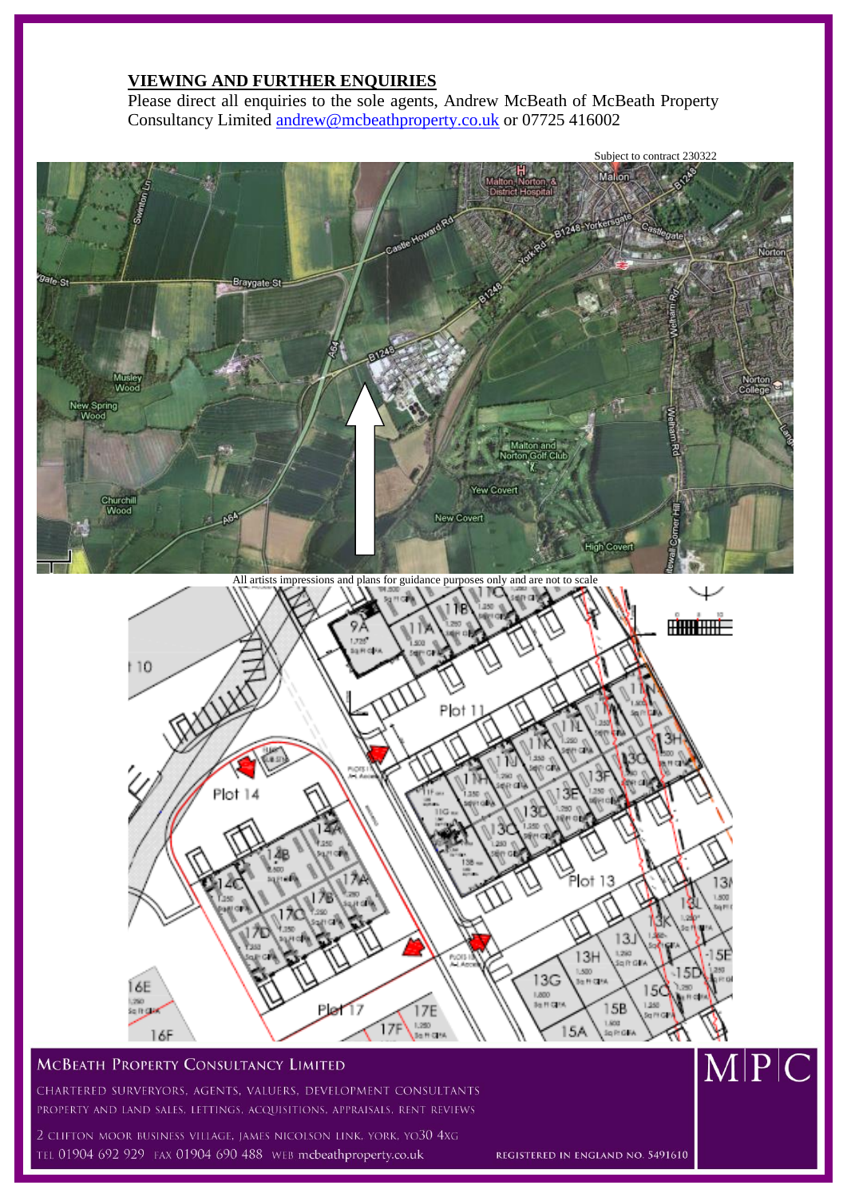## VIEWING AND FURTHER ENQUIRIES

Please direct all enquiries to the sole agents, Andrew McBeath of McBeath Property Consultancy Limited andrew@mcbeathproperty.co.uk or 07725 416002

Subject to contract 230322

All artists impressions and plans for guidance purposes only and are not to scale

**McBeath Property Consultancy Limited**

Chartered Surveyors, Agents, Valuers, Development Consultants
Property and Land Sales, Lettings, Acquisitions, Appraisals, Rent Reviews

2 Clifton Moor Business Village, James Nicolson Link, York, YO30 4XG
Tel 01904 692 929 Fax 01904 690 488 Web mcbeathproperty.co.uk

Registered in England No. 5491610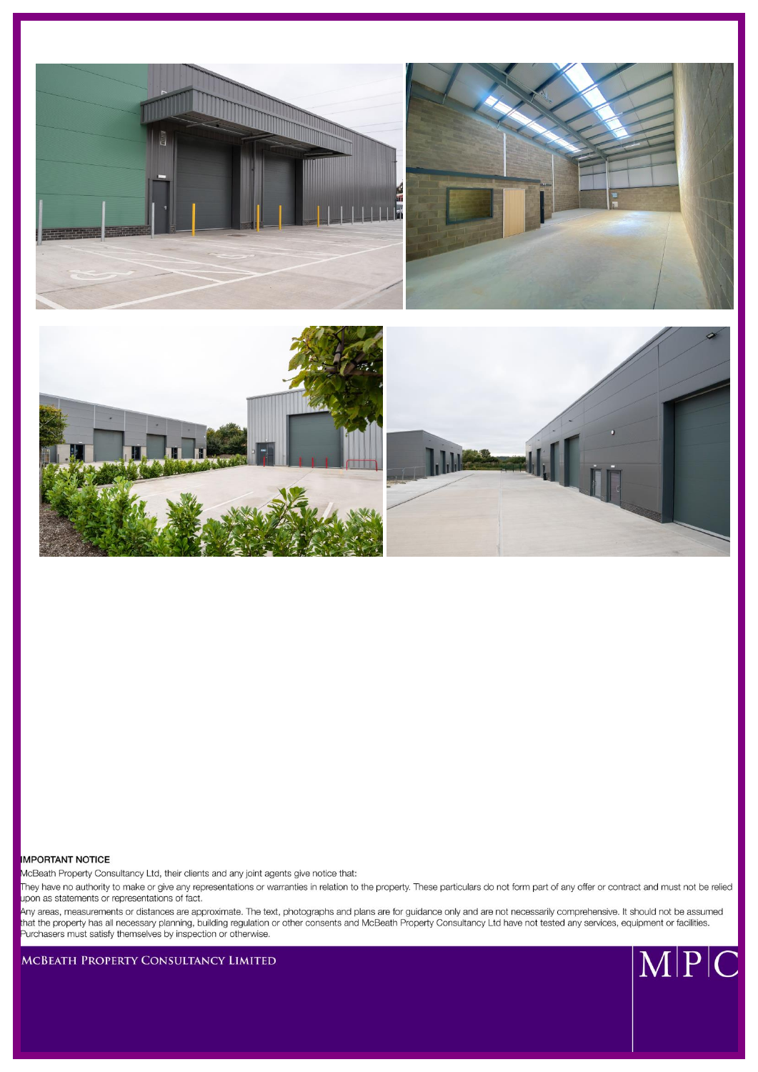**IMPORTANT NOTICE**

McBeath Property Consultancy Ltd, their clients and any joint agents give notice that:

They have no authority to make or give any representations or warranties in relation to the property. These particulars do not form part of any offer or contract and must not be relied upon as statements or representations of fact.

Any areas, measurements or distances are approximate. The text, photographs and plans are for guidance only and are not necessarily comprehensive. It should not be assumed that the property has all necessary planning, building regulation or other consents and McBeath Property Consultancy Ltd have not tested any services, equipment or facilities. Purchasers must satisfy themselves by inspection or otherwise.

McBeath Property Consultancy Limited

M|P|C